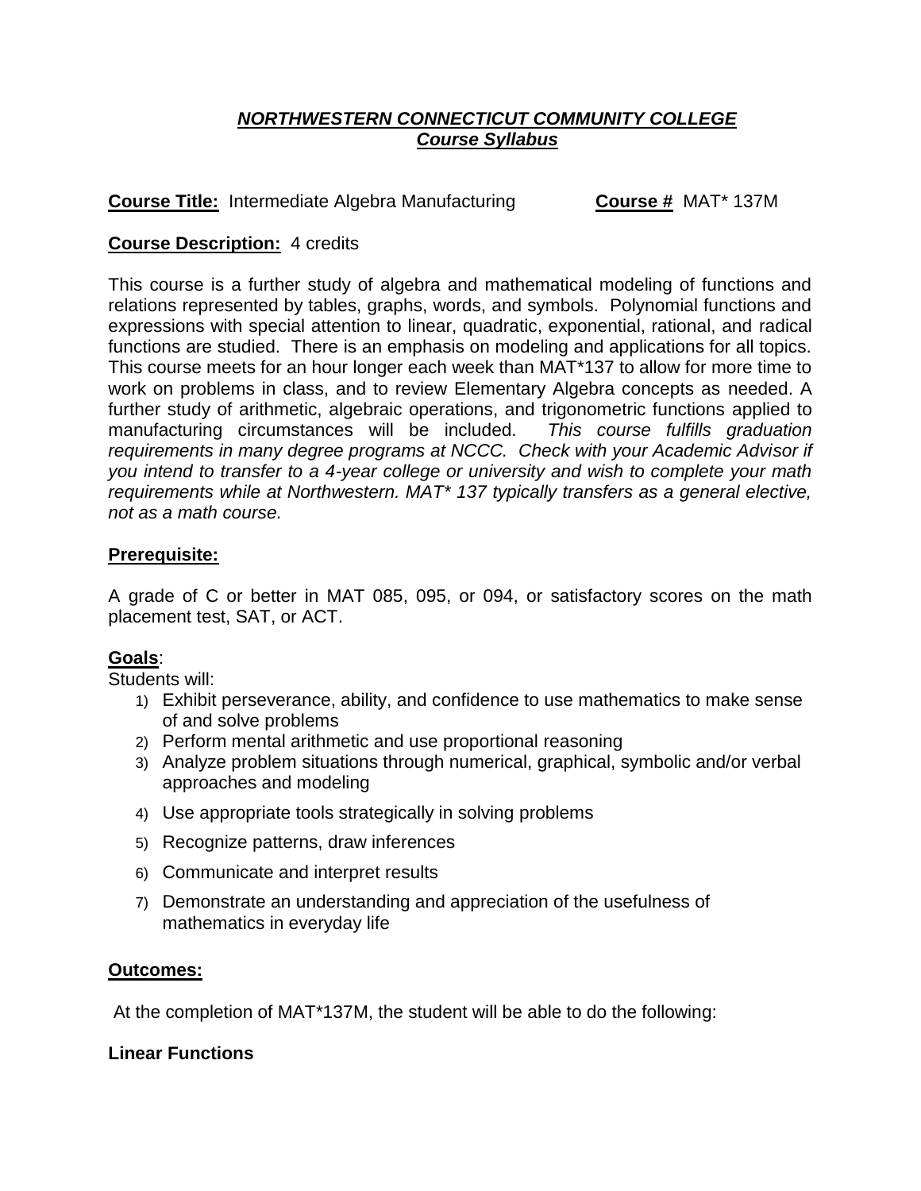# ***NORTHWESTERN CONNECTICUT COMMUNITY COLLEGE***
## ***Course Syllabus***

**Course Title:** Intermediate Algebra Manufacturing **Course #** MAT* 137M

**Course Description:** 4 credits

This course is a further study of algebra and mathematical modeling of functions and relations represented by tables, graphs, words, and symbols. Polynomial functions and expressions with special attention to linear, quadratic, exponential, rational, and radical functions are studied. There is an emphasis on modeling and applications for all topics. This course meets for an hour longer each week than MAT*137 to allow for more time to work on problems in class, and to review Elementary Algebra concepts as needed. A further study of arithmetic, algebraic operations, and trigonometric functions applied to manufacturing circumstances will be included. *This course fulfills graduation requirements in many degree programs at NCCC. Check with your Academic Advisor if you intend to transfer to a 4-year college or university and wish to complete your math requirements while at Northwestern. MAT* 137 typically transfers as a general elective, not as a math course.*

**Prerequisite:**

A grade of C or better in MAT 085, 095, or 094, or satisfactory scores on the math placement test, SAT, or ACT.

**Goals**:

Students will:

1) Exhibit perseverance, ability, and confidence to use mathematics to make sense of and solve problems
2) Perform mental arithmetic and use proportional reasoning
3) Analyze problem situations through numerical, graphical, symbolic and/or verbal approaches and modeling
4) Use appropriate tools strategically in solving problems
5) Recognize patterns, draw inferences
6) Communicate and interpret results
7) Demonstrate an understanding and appreciation of the usefulness of mathematics in everyday life

**Outcomes:**

At the completion of MAT*137M, the student will be able to do the following:

**Linear Functions**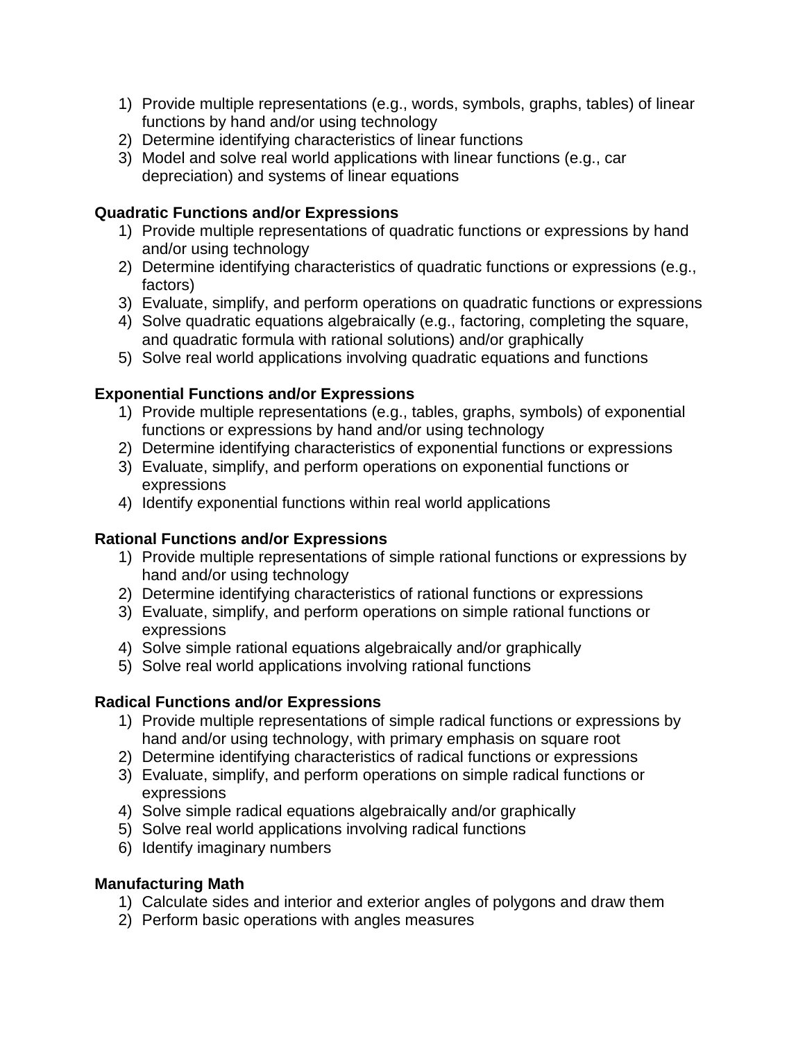1) Provide multiple representations (e.g., words, symbols, graphs, tables) of linear functions by hand and/or using technology
2) Determine identifying characteristics of linear functions
3) Model and solve real world applications with linear functions (e.g., car depreciation) and systems of linear equations

**Quadratic Functions and/or Expressions**

1) Provide multiple representations of quadratic functions or expressions by hand and/or using technology
2) Determine identifying characteristics of quadratic functions or expressions (e.g., factors)
3) Evaluate, simplify, and perform operations on quadratic functions or expressions
4) Solve quadratic equations algebraically (e.g., factoring, completing the square, and quadratic formula with rational solutions) and/or graphically
5) Solve real world applications involving quadratic equations and functions

**Exponential Functions and/or Expressions**

1) Provide multiple representations (e.g., tables, graphs, symbols) of exponential functions or expressions by hand and/or using technology
2) Determine identifying characteristics of exponential functions or expressions
3) Evaluate, simplify, and perform operations on exponential functions or expressions
4) Identify exponential functions within real world applications

**Rational Functions and/or Expressions**

1) Provide multiple representations of simple rational functions or expressions by hand and/or using technology
2) Determine identifying characteristics of rational functions or expressions
3) Evaluate, simplify, and perform operations on simple rational functions or expressions
4) Solve simple rational equations algebraically and/or graphically
5) Solve real world applications involving rational functions

**Radical Functions and/or Expressions**

1) Provide multiple representations of simple radical functions or expressions by hand and/or using technology, with primary emphasis on square root
2) Determine identifying characteristics of radical functions or expressions
3) Evaluate, simplify, and perform operations on simple radical functions or expressions
4) Solve simple radical equations algebraically and/or graphically
5) Solve real world applications involving radical functions
6) Identify imaginary numbers

**Manufacturing Math**

1) Calculate sides and interior and exterior angles of polygons and draw them
2) Perform basic operations with angles measures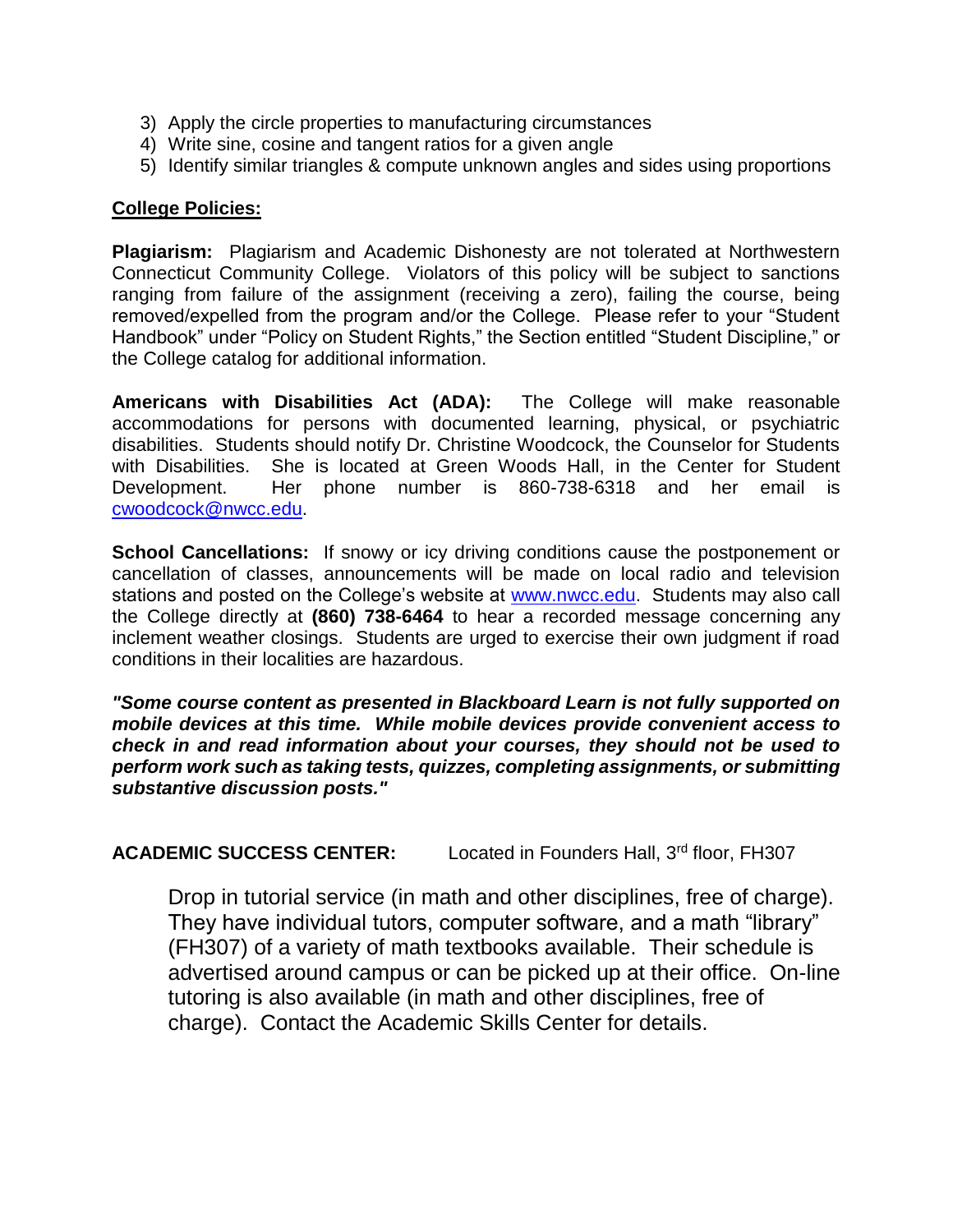3) Apply the circle properties to manufacturing circumstances
4) Write sine, cosine and tangent ratios for a given angle
5) Identify similar triangles & compute unknown angles and sides using proportions

**College Policies:**

**Plagiarism:** Plagiarism and Academic Dishonesty are not tolerated at Northwestern Connecticut Community College. Violators of this policy will be subject to sanctions ranging from failure of the assignment (receiving a zero), failing the course, being removed/expelled from the program and/or the College. Please refer to your "Student Handbook" under "Policy on Student Rights," the Section entitled "Student Discipline," or the College catalog for additional information.

**Americans with Disabilities Act (ADA):** The College will make reasonable accommodations for persons with documented learning, physical, or psychiatric disabilities. Students should notify Dr. Christine Woodcock, the Counselor for Students with Disabilities. She is located at Green Woods Hall, in the Center for Student Development. Her phone number is 860-738-6318 and her email is cwoodcock@nwcc.edu.

**School Cancellations:** If snowy or icy driving conditions cause the postponement or cancellation of classes, announcements will be made on local radio and television stations and posted on the College's website at www.nwcc.edu. Students may also call the College directly at **(860) 738-6464** to hear a recorded message concerning any inclement weather closings. Students are urged to exercise their own judgment if road conditions in their localities are hazardous.

***"Some course content as presented in Blackboard Learn is not fully supported on mobile devices at this time. While mobile devices provide convenient access to check in and read information about your courses, they should not be used to perform work such as taking tests, quizzes, completing assignments, or submitting substantive discussion posts."***

**ACADEMIC SUCCESS CENTER:** Located in Founders Hall, 3rd floor, FH307

Drop in tutorial service (in math and other disciplines, free of charge). They have individual tutors, computer software, and a math "library" (FH307) of a variety of math textbooks available. Their schedule is advertised around campus or can be picked up at their office. On-line tutoring is also available (in math and other disciplines, free of charge). Contact the Academic Skills Center for details.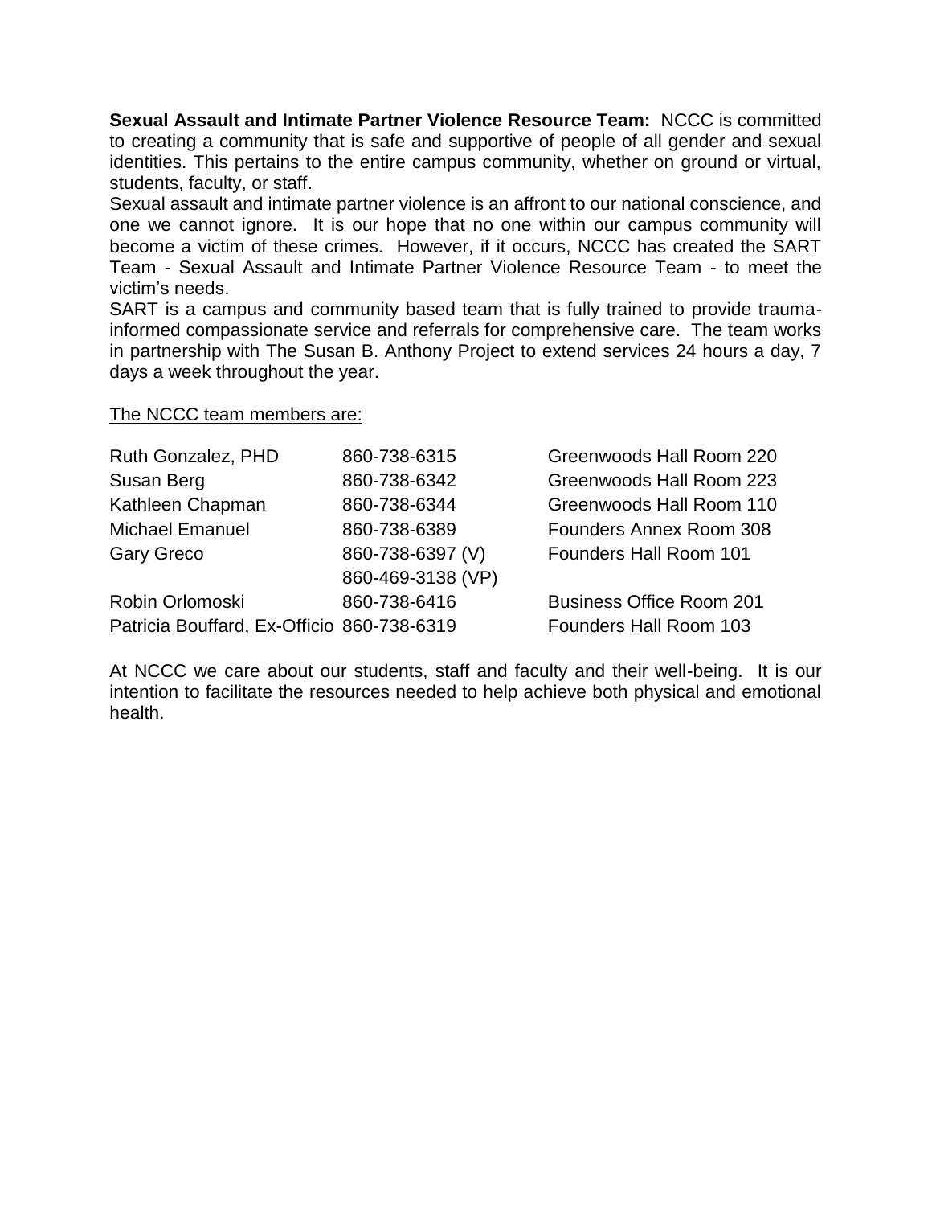**Sexual Assault and Intimate Partner Violence Resource Team:** NCCC is committed to creating a community that is safe and supportive of people of all gender and sexual identities. This pertains to the entire campus community, whether on ground or virtual, students, faculty, or staff.

Sexual assault and intimate partner violence is an affront to our national conscience, and one we cannot ignore. It is our hope that no one within our campus community will become a victim of these crimes. However, if it occurs, NCCC has created the SART Team - Sexual Assault and Intimate Partner Violence Resource Team - to meet the victim's needs.

SART is a campus and community based team that is fully trained to provide trauma-informed compassionate service and referrals for comprehensive care. The team works in partnership with The Susan B. Anthony Project to extend services 24 hours a day, 7 days a week throughout the year.

<u>The NCCC team members are:</u>

| | | |
|---|---|---|
| Ruth Gonzalez, PHD | 860-738-6315 | Greenwoods Hall Room 220 |
| Susan Berg | 860-738-6342 | Greenwoods Hall Room 223 |
| Kathleen Chapman | 860-738-6344 | Greenwoods Hall Room 110 |
| Michael Emanuel | 860-738-6389 | Founders Annex Room 308 |
| Gary Greco | 860-738-6397 (V)<br>860-469-3138 (VP) | Founders Hall Room 101 |
| Robin Orlomoski | 860-738-6416 | Business Office Room 201 |
| Patricia Bouffard, Ex-Officio | 860-738-6319 | Founders Hall Room 103 |

At NCCC we care about our students, staff and faculty and their well-being. It is our intention to facilitate the resources needed to help achieve both physical and emotional health.